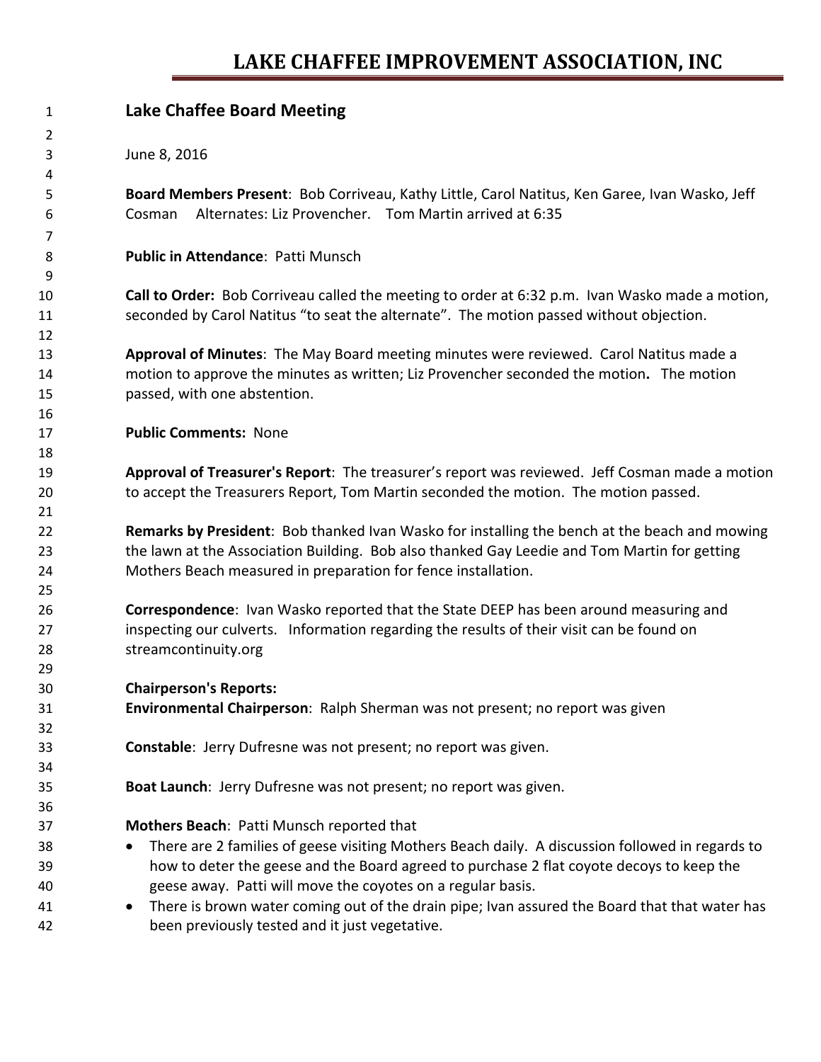# LAKE CHAFFEE IMPROVEMENT ASSOCIATION, INC

## Lake Chaffee Board Meeting

June 8, 2016

**Board Members Present**: Bob Corriveau, Kathy Little, Carol Natitus, Ken Garee, Ivan Wasko, Jeff Cosman   Alternates: Liz Provencher.   Tom Martin arrived at 6:35

**Public in Attendance**: Patti Munsch

**Call to Order:** Bob Corriveau called the meeting to order at 6:32 p.m. Ivan Wasko made a motion, seconded by Carol Natitus "to seat the alternate". The motion passed without objection.

**Approval of Minutes**: The May Board meeting minutes were reviewed. Carol Natitus made a motion to approve the minutes as written; Liz Provencher seconded the motion**.** The motion passed, with one abstention.

**Public Comments:** None

**Approval of Treasurer's Report**: The treasurer's report was reviewed. Jeff Cosman made a motion to accept the Treasurers Report, Tom Martin seconded the motion. The motion passed.

**Remarks by President**: Bob thanked Ivan Wasko for installing the bench at the beach and mowing the lawn at the Association Building. Bob also thanked Gay Leedie and Tom Martin for getting Mothers Beach measured in preparation for fence installation.

**Correspondence**: Ivan Wasko reported that the State DEEP has been around measuring and inspecting our culverts. Information regarding the results of their visit can be found on streamcontinuity.org

**Chairperson's Reports:**

**Environmental Chairperson**: Ralph Sherman was not present; no report was given

**Constable**: Jerry Dufresne was not present; no report was given.

**Boat Launch**: Jerry Dufresne was not present; no report was given.

**Mothers Beach**: Patti Munsch reported that

- There are 2 families of geese visiting Mothers Beach daily. A discussion followed in regards to how to deter the geese and the Board agreed to purchase 2 flat coyote decoys to keep the geese away. Patti will move the coyotes on a regular basis.
- There is brown water coming out of the drain pipe; Ivan assured the Board that that water has been previously tested and it just vegetative.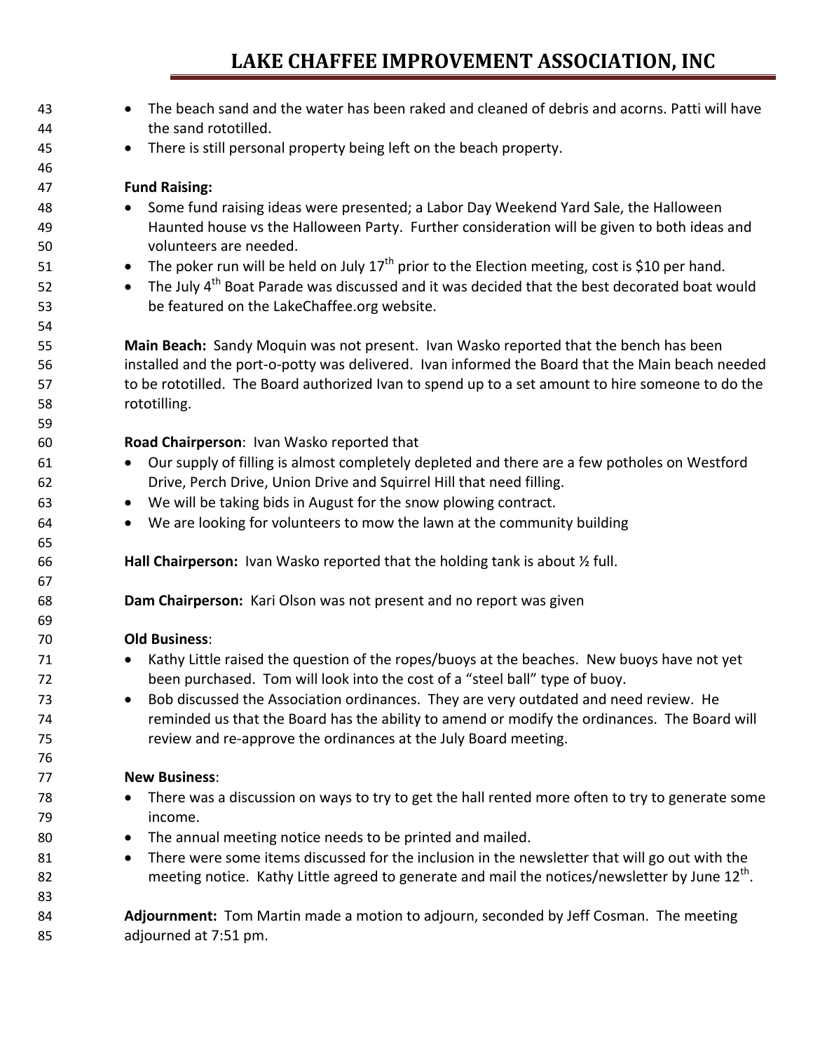- The beach sand and the water has been raked and cleaned of debris and acorns. Patti will have the sand rototilled.
- There is still personal property being left on the beach property.

**Fund Raising:**

- Some fund raising ideas were presented; a Labor Day Weekend Yard Sale, the Halloween Haunted house vs the Halloween Party. Further consideration will be given to both ideas and volunteers are needed.
- The poker run will be held on July 17th prior to the Election meeting, cost is $10 per hand.
- The July 4th Boat Parade was discussed and it was decided that the best decorated boat would be featured on the LakeChaffee.org website.

**Main Beach:** Sandy Moquin was not present. Ivan Wasko reported that the bench has been installed and the port-o-potty was delivered. Ivan informed the Board that the Main beach needed to be rototilled. The Board authorized Ivan to spend up to a set amount to hire someone to do the rototilling.

**Road Chairperson**: Ivan Wasko reported that

- Our supply of filling is almost completely depleted and there are a few potholes on Westford Drive, Perch Drive, Union Drive and Squirrel Hill that need filling.
- We will be taking bids in August for the snow plowing contract.
- We are looking for volunteers to mow the lawn at the community building

**Hall Chairperson:** Ivan Wasko reported that the holding tank is about ½ full.

**Dam Chairperson:** Kari Olson was not present and no report was given

**Old Business**:

- Kathy Little raised the question of the ropes/buoys at the beaches. New buoys have not yet been purchased. Tom will look into the cost of a "steel ball" type of buoy.
- Bob discussed the Association ordinances. They are very outdated and need review. He reminded us that the Board has the ability to amend or modify the ordinances. The Board will review and re-approve the ordinances at the July Board meeting.

**New Business**:

- There was a discussion on ways to try to get the hall rented more often to try to generate some income.
- The annual meeting notice needs to be printed and mailed.
- There were some items discussed for the inclusion in the newsletter that will go out with the meeting notice. Kathy Little agreed to generate and mail the notices/newsletter by June 12th.

**Adjournment:** Tom Martin made a motion to adjourn, seconded by Jeff Cosman. The meeting adjourned at 7:51 pm.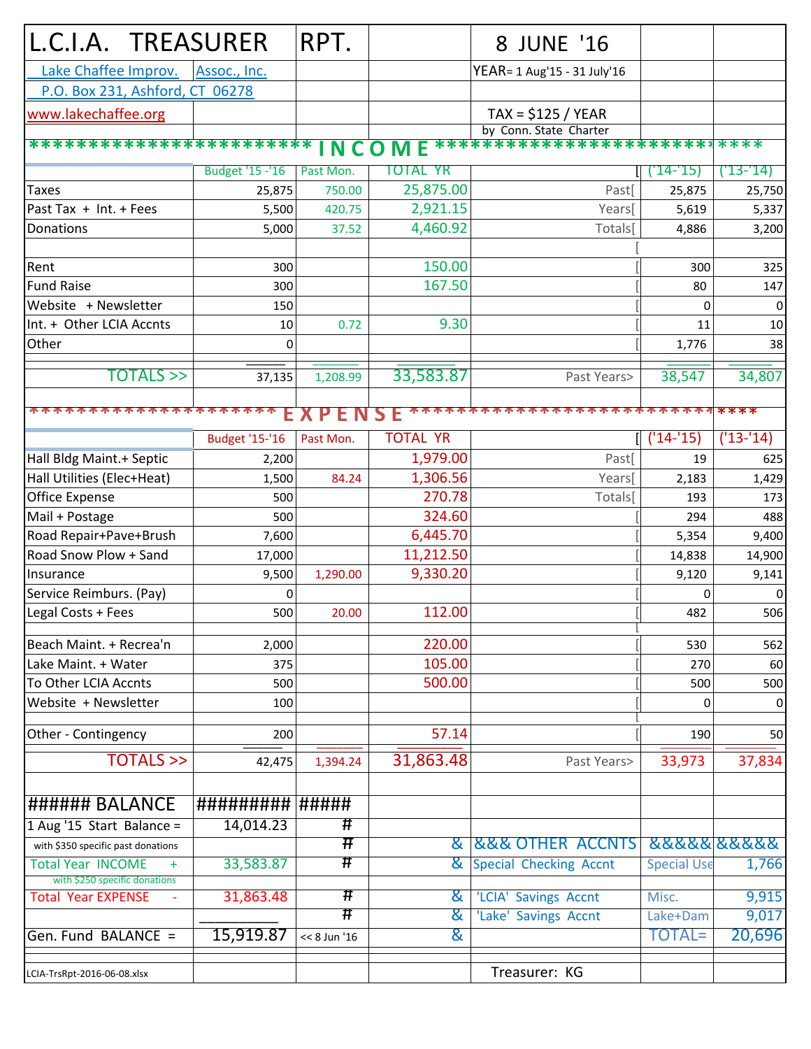# L.C.I.A. TREASURER RPT. — 8 JUNE '16

Lake Chaffee Improv. Assoc., Inc.
P.O. Box 231, Ashford, CT 06278
www.lakechaffee.org

YEAR= 1 Aug'15 - 31 July'16

TAX = $125 / YEAR
by Conn. State Charter

## INCOME

| | Budget '15 -'16 | Past Mon. | TOTAL YR | | ('14-'15) | ('13-'14) |
|---|---|---|---|---|---|---|
| Taxes | 25,875 | 750.00 | 25,875.00 | Past[ | 25,875 | 25,750 |
| Past Tax + Int. + Fees | 5,500 | 420.75 | 2,921.15 | Years[ | 5,619 | 5,337 |
| Donations | 5,000 | 37.52 | 4,460.92 | Totals[ | 4,886 | 3,200 |
| | | | | [ | | |
| Rent | 300 | | 150.00 | [ | 300 | 325 |
| Fund Raise | 300 | | 167.50 | [ | 80 | 147 |
| Website + Newsletter | 150 | | | [ | 0 | 0 |
| Int. + Other LCIA Accnts | 10 | 0.72 | 9.30 | [ | 11 | 10 |
| Other | 0 | | | [ | 1,776 | 38 |
| TOTALS >> | 37,135 | 1,208.99 | 33,583.87 | Past Years> | 38,547 | 34,807 |

## EXPENSE

| | Budget '15-'16 | Past Mon. | TOTAL YR | | ('14-'15) | ('13-'14) |
|---|---|---|---|---|---|---|
| Hall Bldg Maint.+ Septic | 2,200 | | 1,979.00 | Past[ | 19 | 625 |
| Hall Utilities (Elec+Heat) | 1,500 | 84.24 | 1,306.56 | Years[ | 2,183 | 1,429 |
| Office Expense | 500 | | 270.78 | Totals[ | 193 | 173 |
| Mail + Postage | 500 | | 324.60 | [ | 294 | 488 |
| Road Repair+Pave+Brush | 7,600 | | 6,445.70 | [ | 5,354 | 9,400 |
| Road Snow Plow + Sand | 17,000 | | 11,212.50 | [ | 14,838 | 14,900 |
| Insurance | 9,500 | 1,290.00 | 9,330.20 | [ | 9,120 | 9,141 |
| Service Reimburs. (Pay) | 0 | | | [ | 0 | 0 |
| Legal Costs + Fees | 500 | 20.00 | 112.00 | [ | 482 | 506 |
| Beach Maint. + Recrea'n | 2,000 | | 220.00 | [ | 530 | 562 |
| Lake Maint. + Water | 375 | | 105.00 | [ | 270 | 60 |
| To Other LCIA Accnts | 500 | | 500.00 | [ | 500 | 500 |
| Website + Newsletter | 100 | | | [ | 0 | 0 |
| Other - Contingency | 200 | | 57.14 | [ | 190 | 50 |
| TOTALS >> | 42,475 | 1,394.24 | 31,863.48 | Past Years> | 33,973 | 37,834 |

## ###### BALANCE ######### #####

| | | |
|---|---|---|
| 1 Aug '15 Start Balance = | 14,014.23 | # |
| with $350 specific past donations | | # |
| Total Year INCOME + | 33,583.87 | # |
| with $250 specific donations | | |
| Total Year EXPENSE - | 31,863.48 | # |
| Gen. Fund BALANCE = | 15,919.87 | << 8 Jun '16 |

## &&& OTHER ACCNTS &&&&& &&&&&

| | | |
|---|---|---|
| Special Checking Accnt | Special Use | 1,766 |
| 'LCIA' Savings Accnt | Misc. | 9,915 |
| 'Lake' Savings Accnt | Lake+Dam | 9,017 |
| | TOTAL= | 20,696 |

LCIA-TrsRpt-2016-06-08.xlsx

Treasurer: KG